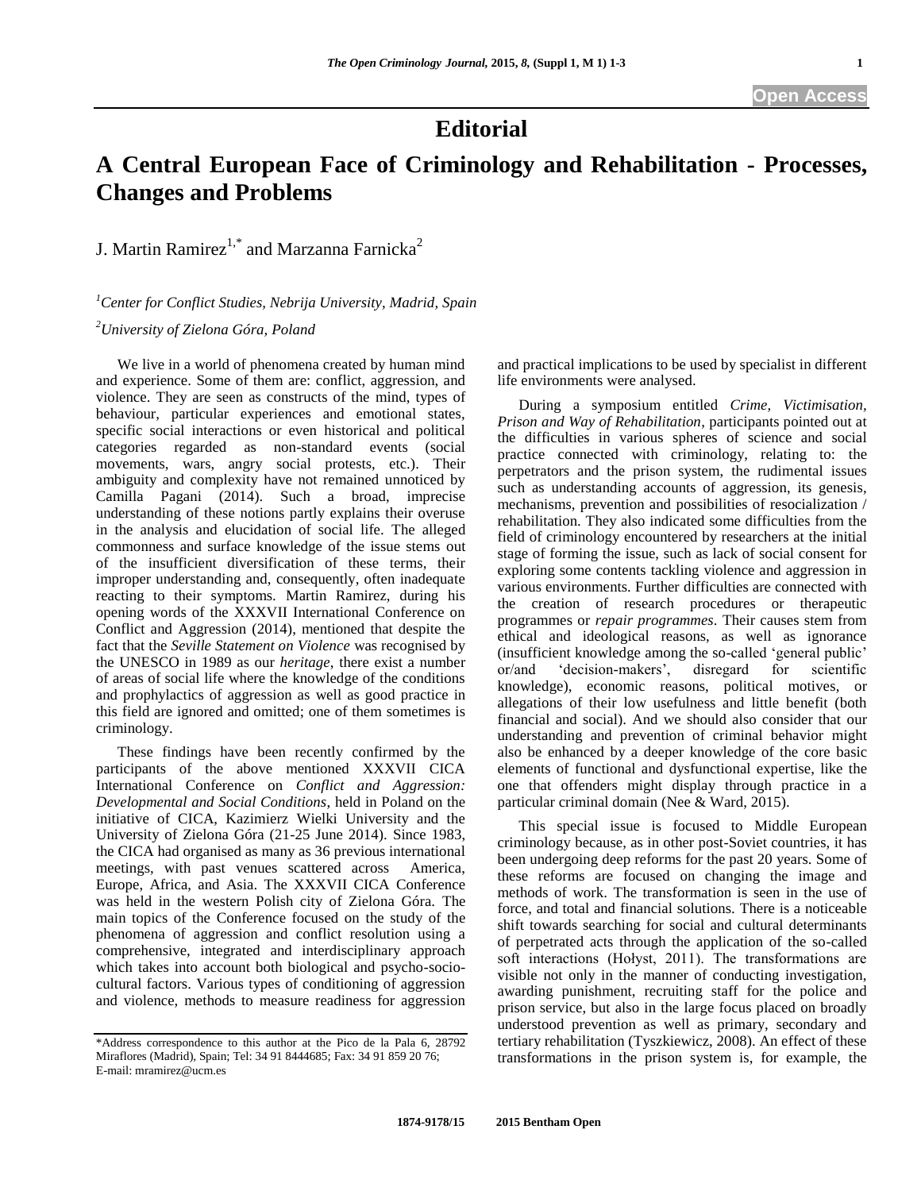# Editorial

# A Central European Face of Criminology and Rehabilitation - Processes, Changes and Problems

J. Martin Ramirez[1,*] and Marzanna Farnicka[2]

[1]*Center for Conflict Studies, Nebrija University, Madrid, Spain*

[2]*University of Zielona Góra, Poland*

We live in a world of phenomena created by human mind and experience. Some of them are: conflict, aggression, and violence. They are seen as constructs of the mind, types of behaviour, particular experiences and emotional states, specific social interactions or even historical and political categories regarded as non-standard events (social movements, wars, angry social protests, etc.). Their ambiguity and complexity have not remained unnoticed by Camilla Pagani (2014). Such a broad, imprecise understanding of these notions partly explains their overuse in the analysis and elucidation of social life. The alleged commonness and surface knowledge of the issue stems out of the insufficient diversification of these terms, their improper understanding and, consequently, often inadequate reacting to their symptoms. Martin Ramirez, during his opening words of the XXXVII International Conference on Conflict and Aggression (2014), mentioned that despite the fact that the *Seville Statement on Violence* was recognised by the UNESCO in 1989 as our *heritage*, there exist a number of areas of social life where the knowledge of the conditions and prophylactics of aggression as well as good practice in this field are ignored and omitted; one of them sometimes is criminology.

These findings have been recently confirmed by the participants of the above mentioned XXXVII CICA International Conference on *Conflict and Aggression: Developmental and Social Conditions*, held in Poland on the initiative of CICA, Kazimierz Wielki University and the University of Zielona Góra (21-25 June 2014). Since 1983, the CICA had organised as many as 36 previous international meetings, with past venues scattered across America, Europe, Africa, and Asia. The XXXVII CICA Conference was held in the western Polish city of Zielona Góra. The main topics of the Conference focused on the study of the phenomena of aggression and conflict resolution using a comprehensive, integrated and interdisciplinary approach which takes into account both biological and psycho-socio-cultural factors. Various types of conditioning of aggression and violence, methods to measure readiness for aggression and practical implications to be used by specialist in different life environments were analysed.

During a symposium entitled *Crime, Victimisation, Prison and Way of Rehabilitation*, participants pointed out at the difficulties in various spheres of science and social practice connected with criminology, relating to: the perpetrators and the prison system, the rudimental issues such as understanding accounts of aggression, its genesis, mechanisms, prevention and possibilities of resocialization / rehabilitation. They also indicated some difficulties from the field of criminology encountered by researchers at the initial stage of forming the issue, such as lack of social consent for exploring some contents tackling violence and aggression in various environments. Further difficulties are connected with the creation of research procedures or therapeutic programmes or *repair programmes*. Their causes stem from ethical and ideological reasons, as well as ignorance (insufficient knowledge among the so-called 'general public' or/and 'decision-makers', disregard for scientific knowledge), economic reasons, political motives, or allegations of their low usefulness and little benefit (both financial and social). And we should also consider that our understanding and prevention of criminal behavior might also be enhanced by a deeper knowledge of the core basic elements of functional and dysfunctional expertise, like the one that offenders might display through practice in a particular criminal domain (Nee & Ward, 2015).

This special issue is focused to Middle European criminology because, as in other post-Soviet countries, it has been undergoing deep reforms for the past 20 years. Some of these reforms are focused on changing the image and methods of work. The transformation is seen in the use of force, and total and financial solutions. There is a noticeable shift towards searching for social and cultural determinants of perpetrated acts through the application of the so-called soft interactions (Hołyst, 2011). The transformations are visible not only in the manner of conducting investigation, awarding punishment, recruiting staff for the police and prison service, but also in the large focus placed on broadly understood prevention as well as primary, secondary and tertiary rehabilitation (Tyszkiewicz, 2008). An effect of these transformations in the prison system is, for example, the

\*Address correspondence to this author at the Pico de la Pala 6, 28792 Miraflores (Madrid), Spain; Tel: 34 91 8444685; Fax: 34 91 859 20 76; E-mail: mramirez@ucm.es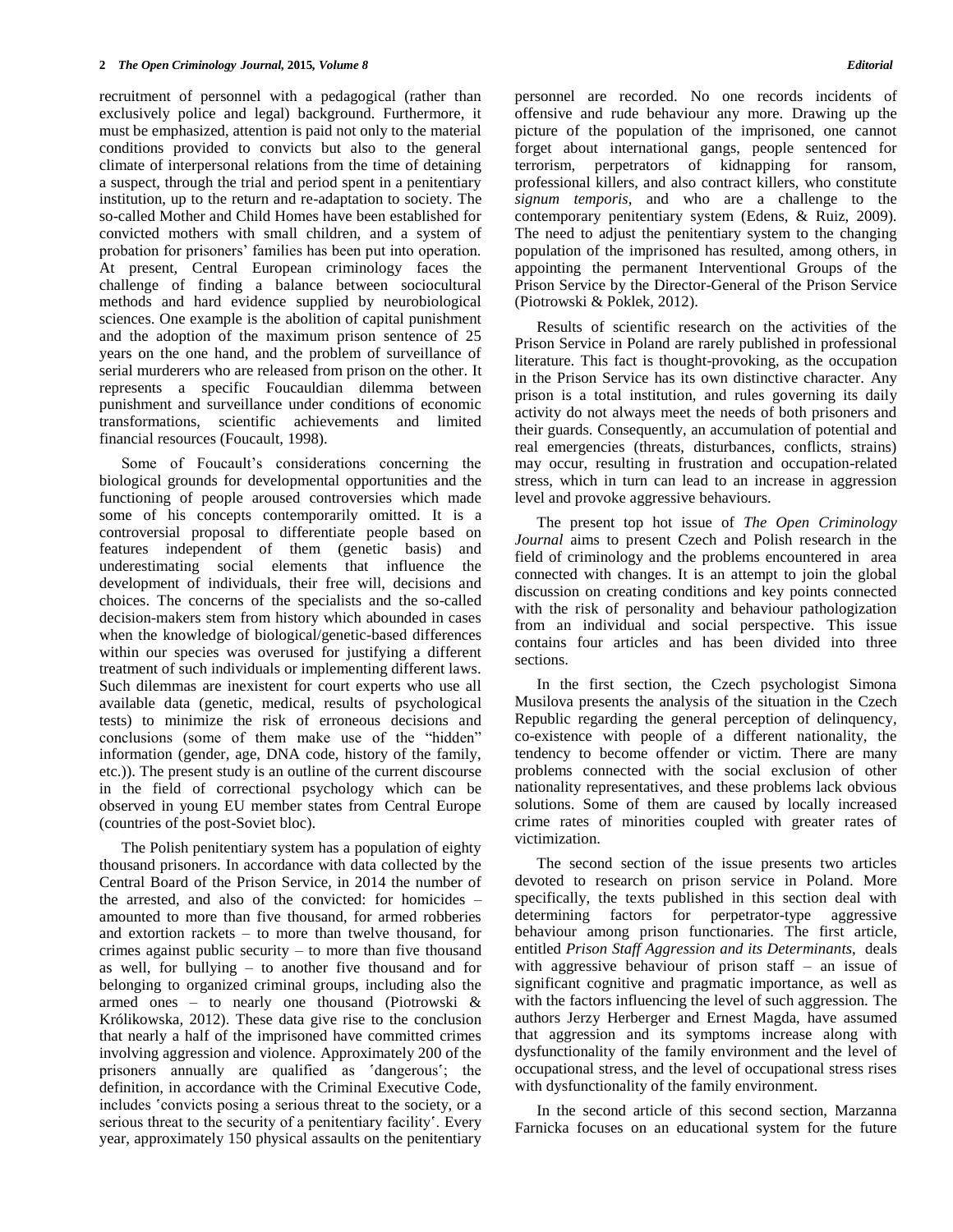recruitment of personnel with a pedagogical (rather than exclusively police and legal) background. Furthermore, it must be emphasized, attention is paid not only to the material conditions provided to convicts but also to the general climate of interpersonal relations from the time of detaining a suspect, through the trial and period spent in a penitentiary institution, up to the return and re-adaptation to society. The so-called Mother and Child Homes have been established for convicted mothers with small children, and a system of probation for prisoners' families has been put into operation. At present, Central European criminology faces the challenge of finding a balance between sociocultural methods and hard evidence supplied by neurobiological sciences. One example is the abolition of capital punishment and the adoption of the maximum prison sentence of 25 years on the one hand, and the problem of surveillance of serial murderers who are released from prison on the other. It represents a specific Foucauldian dilemma between punishment and surveillance under conditions of economic transformations, scientific achievements and limited financial resources (Foucault, 1998).

Some of Foucault's considerations concerning the biological grounds for developmental opportunities and the functioning of people aroused controversies which made some of his concepts contemporarily omitted. It is a controversial proposal to differentiate people based on features independent of them (genetic basis) and underestimating social elements that influence the development of individuals, their free will, decisions and choices. The concerns of the specialists and the so-called decision-makers stem from history which abounded in cases when the knowledge of biological/genetic-based differences within our species was overused for justifying a different treatment of such individuals or implementing different laws. Such dilemmas are inexistent for court experts who use all available data (genetic, medical, results of psychological tests) to minimize the risk of erroneous decisions and conclusions (some of them make use of the "hidden" information (gender, age, DNA code, history of the family, etc.)). The present study is an outline of the current discourse in the field of correctional psychology which can be observed in young EU member states from Central Europe (countries of the post-Soviet bloc).

The Polish penitentiary system has a population of eighty thousand prisoners. In accordance with data collected by the Central Board of the Prison Service, in 2014 the number of the arrested, and also of the convicted: for homicides – amounted to more than five thousand, for armed robberies and extortion rackets – to more than twelve thousand, for crimes against public security – to more than five thousand as well, for bullying – to another five thousand and for belonging to organized criminal groups, including also the armed ones – to nearly one thousand (Piotrowski & Królikowska, 2012). These data give rise to the conclusion that nearly a half of the imprisoned have committed crimes involving aggression and violence. Approximately 200 of the prisoners annually are qualified as 'dangerous'; the definition, in accordance with the Criminal Executive Code, includes 'convicts posing a serious threat to the society, or a serious threat to the security of a penitentiary facility'. Every year, approximately 150 physical assaults on the penitentiary personnel are recorded. No one records incidents of offensive and rude behaviour any more. Drawing up the picture of the population of the imprisoned, one cannot forget about international gangs, people sentenced for terrorism, perpetrators of kidnapping for ransom, professional killers, and also contract killers, who constitute *signum temporis*, and who are a challenge to the contemporary penitentiary system (Edens, & Ruiz, 2009). The need to adjust the penitentiary system to the changing population of the imprisoned has resulted, among others, in appointing the permanent Interventional Groups of the Prison Service by the Director-General of the Prison Service (Piotrowski & Poklek, 2012).

Results of scientific research on the activities of the Prison Service in Poland are rarely published in professional literature. This fact is thought-provoking, as the occupation in the Prison Service has its own distinctive character. Any prison is a total institution, and rules governing its daily activity do not always meet the needs of both prisoners and their guards. Consequently, an accumulation of potential and real emergencies (threats, disturbances, conflicts, strains) may occur, resulting in frustration and occupation-related stress, which in turn can lead to an increase in aggression level and provoke aggressive behaviours.

The present top hot issue of *The Open Criminology Journal* aims to present Czech and Polish research in the field of criminology and the problems encountered in area connected with changes. It is an attempt to join the global discussion on creating conditions and key points connected with the risk of personality and behaviour pathologization from an individual and social perspective. This issue contains four articles and has been divided into three sections.

In the first section, the Czech psychologist Simona Musilova presents the analysis of the situation in the Czech Republic regarding the general perception of delinquency, co-existence with people of a different nationality, the tendency to become offender or victim. There are many problems connected with the social exclusion of other nationality representatives, and these problems lack obvious solutions. Some of them are caused by locally increased crime rates of minorities coupled with greater rates of victimization.

The second section of the issue presents two articles devoted to research on prison service in Poland. More specifically, the texts published in this section deal with determining factors for perpetrator-type aggressive behaviour among prison functionaries. The first article, entitled *Prison Staff Aggression and its Determinants,* deals with aggressive behaviour of prison staff – an issue of significant cognitive and pragmatic importance, as well as with the factors influencing the level of such aggression. The authors Jerzy Herberger and Ernest Magda, have assumed that aggression and its symptoms increase along with dysfunctionality of the family environment and the level of occupational stress, and the level of occupational stress rises with dysfunctionality of the family environment.

In the second article of this second section, Marzanna Farnicka focuses on an educational system for the future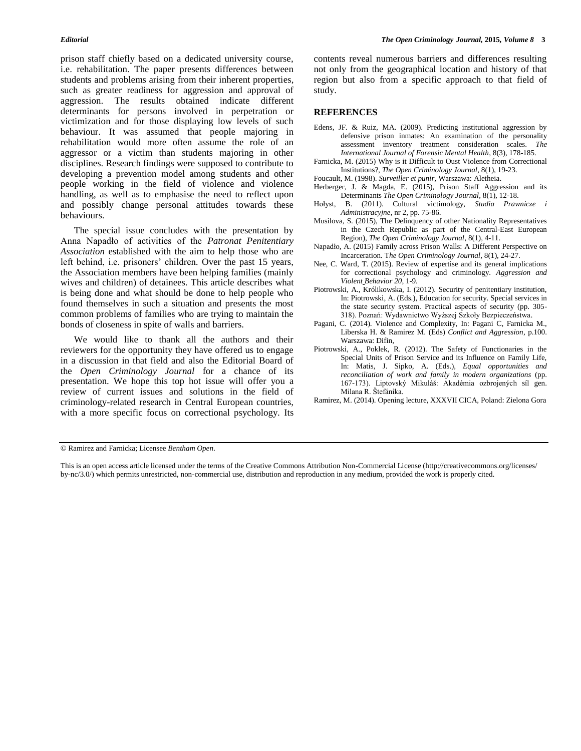prison staff chiefly based on a dedicated university course, i.e. rehabilitation. The paper presents differences between students and problems arising from their inherent properties, such as greater readiness for aggression and approval of aggression. The results obtained indicate different determinants for persons involved in perpetration or victimization and for those displaying low levels of such behaviour. It was assumed that people majoring in rehabilitation would more often assume the role of an aggressor or a victim than students majoring in other disciplines. Research findings were supposed to contribute to developing a prevention model among students and other people working in the field of violence and violence handling, as well as to emphasise the need to reflect upon and possibly change personal attitudes towards these behaviours.

The special issue concludes with the presentation by Anna Napadło of activities of the *Patronat Penitentiary Association* established with the aim to help those who are left behind, i.e. prisoners' children. Over the past 15 years, the Association members have been helping families (mainly wives and children) of detainees. This article describes what is being done and what should be done to help people who found themselves in such a situation and presents the most common problems of families who are trying to maintain the bonds of closeness in spite of walls and barriers.

We would like to thank all the authors and their reviewers for the opportunity they have offered us to engage in a discussion in that field and also the Editorial Board of the *Open Criminology Journal* for a chance of its presentation. We hope this top hot issue will offer you a review of current issues and solutions in the field of criminology-related research in Central European countries, with a more specific focus on correctional psychology. Its contents reveal numerous barriers and differences resulting not only from the geographical location and history of that region but also from a specific approach to that field of study.

## REFERENCES

Edens, JF. & Ruiz, MA. (2009). Predicting institutional aggression by defensive prison inmates: An examination of the personality assessment inventory treatment consideration scales. *The International Journal of Forensic Mental Health*, 8(3), 178-185.

Farnicka, M. (2015) Why is it Difficult to Oust Violence from Correctional Institutions?, *The Open Criminology Journal*, 8(1), 19-23.

Foucault, M. (1998). *Surveiller et punir*, Warszawa: Aletheia.

Herberger, J. & Magda, E. (2015), Prison Staff Aggression and its Determinants *The Open Criminology Journal*, 8(1), 12-18.

Hołyst, B. (2011). Cultural victimology, *Studia Prawnicze i Administracyjne*, nr 2, pp. 75-86.

Musilova, S. (2015), The Delinquency of other Nationality Representatives in the Czech Republic as part of the Central-East European Region), *The Open Criminology Journal*, 8(1), 4-11.

Napadło, A. (2015) Family across Prison Walls: A Different Perspective on Incarceration. T*he Open Criminology Journal*, 8(1), 24-27.

Nee, C. Ward, T. (2015). Review of expertise and its general implications for correctional psychology and criminology. *Aggression and Violent Behavior 20*, 1-9.

Piotrowski, A., Królikowska, I. (2012). Security of penitentiary institution, In: Piotrowski, A. (Eds.), Education for security. Special services in the state security system. Practical aspects of security (pp. 305-318). Poznań: Wydawnictwo Wyższej Szkoły Bezpieczeństwa.

Pagani, C. (2014). Violence and Complexity, In: Pagani C, Farnicka M., Liberska H. & Ramirez M. (Eds) *Conflict and Aggression*, p.100. Warszawa: Difin,

Piotrowski, A., Poklek, R. (2012). The Safety of Functionaries in the Special Units of Prison Service and its Influence on Family Life, In: Matis, J. Sipko, A. (Eds.), *Equal opportunities and reconciliation of work and family in modern organizations* (pp. 167-173). Liptovský Mikuláš: Akadémia ozbrojených síl gen. Milana R. Štefánika.

Ramirez, M. (2014). Opening lecture, XXXVII CICA, Poland: Zielona Gora

© Ramirez and Farnicka; Licensee *Bentham Open*.

This is an open access article licensed under the terms of the Creative Commons Attribution Non-Commercial License (http://creativecommons.org/licenses/by-nc/3.0/) which permits unrestricted, non-commercial use, distribution and reproduction in any medium, provided the work is properly cited.